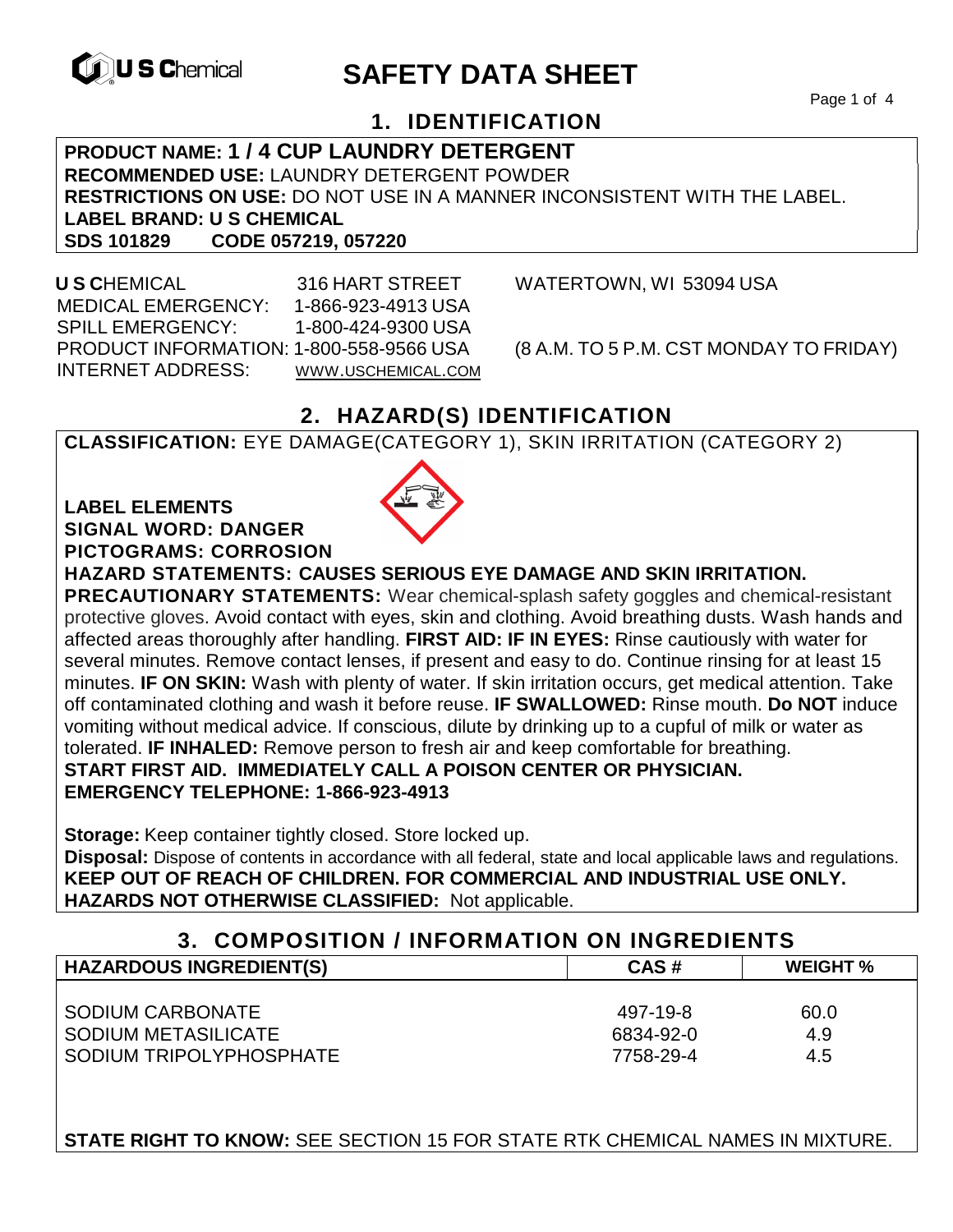# SAFETY DATA SHEET

## 1. IDENTIFICATION

**PRODUCT NAME: 1 / 4 CUP LAUNDRY DETERGENT**
**RECOMMENDED USE:** LAUNDRY DETERGENT POWDER
**RESTRICTIONS ON USE:** DO NOT USE IN A MANNER INCONSISTENT WITH THE LABEL.
**LABEL BRAND: U S CHEMICAL**
**SDS 101829 CODE 057219, 057220**

**U S C**HEMICAL 316 HART STREET WATERTOWN, WI 53094 USA
MEDICAL EMERGENCY: 1-866-923-4913 USA
SPILL EMERGENCY: 1-800-424-9300 USA
PRODUCT INFORMATION: 1-800-558-9566 USA (8 A.M. TO 5 P.M. CST MONDAY TO FRIDAY)
INTERNET ADDRESS: WWW.USCHEMICAL.COM

## 2. HAZARD(S) IDENTIFICATION

**CLASSIFICATION:** EYE DAMAGE(CATEGORY 1), SKIN IRRITATION (CATEGORY 2)

**LABEL ELEMENTS**
**SIGNAL WORD: DANGER**
**PICTOGRAMS: CORROSION**
**HAZARD STATEMENTS: CAUSES SERIOUS EYE DAMAGE AND SKIN IRRITATION.**
**PRECAUTIONARY STATEMENTS:** Wear chemical-splash safety goggles and chemical-resistant protective gloves. Avoid contact with eyes, skin and clothing. Avoid breathing dusts. Wash hands and affected areas thoroughly after handling. **FIRST AID: IF IN EYES:** Rinse cautiously with water for several minutes. Remove contact lenses, if present and easy to do. Continue rinsing for at least 15 minutes. **IF ON SKIN:** Wash with plenty of water. If skin irritation occurs, get medical attention. Take off contaminated clothing and wash it before reuse. **IF SWALLOWED:** Rinse mouth. **Do NOT** induce vomiting without medical advice. If conscious, dilute by drinking up to a cupful of milk or water as tolerated. **IF INHALED:** Remove person to fresh air and keep comfortable for breathing.
**START FIRST AID. IMMEDIATELY CALL A POISON CENTER OR PHYSICIAN.**
**EMERGENCY TELEPHONE: 1-866-923-4913**

**Storage:** Keep container tightly closed. Store locked up.
**Disposal:** Dispose of contents in accordance with all federal, state and local applicable laws and regulations.
**KEEP OUT OF REACH OF CHILDREN. FOR COMMERCIAL AND INDUSTRIAL USE ONLY.**
**HAZARDS NOT OTHERWISE CLASSIFIED:** Not applicable.

## 3. COMPOSITION / INFORMATION ON INGREDIENTS

| HAZARDOUS INGREDIENT(S) | CAS # | WEIGHT % |
|---|---|---|
| SODIUM CARBONATE | 497-19-8 | 60.0 |
| SODIUM METASILICATE | 6834-92-0 | 4.9 |
| SODIUM TRIPOLYPHOSPHATE | 7758-29-4 | 4.5 |

**STATE RIGHT TO KNOW:** SEE SECTION 15 FOR STATE RTK CHEMICAL NAMES IN MIXTURE.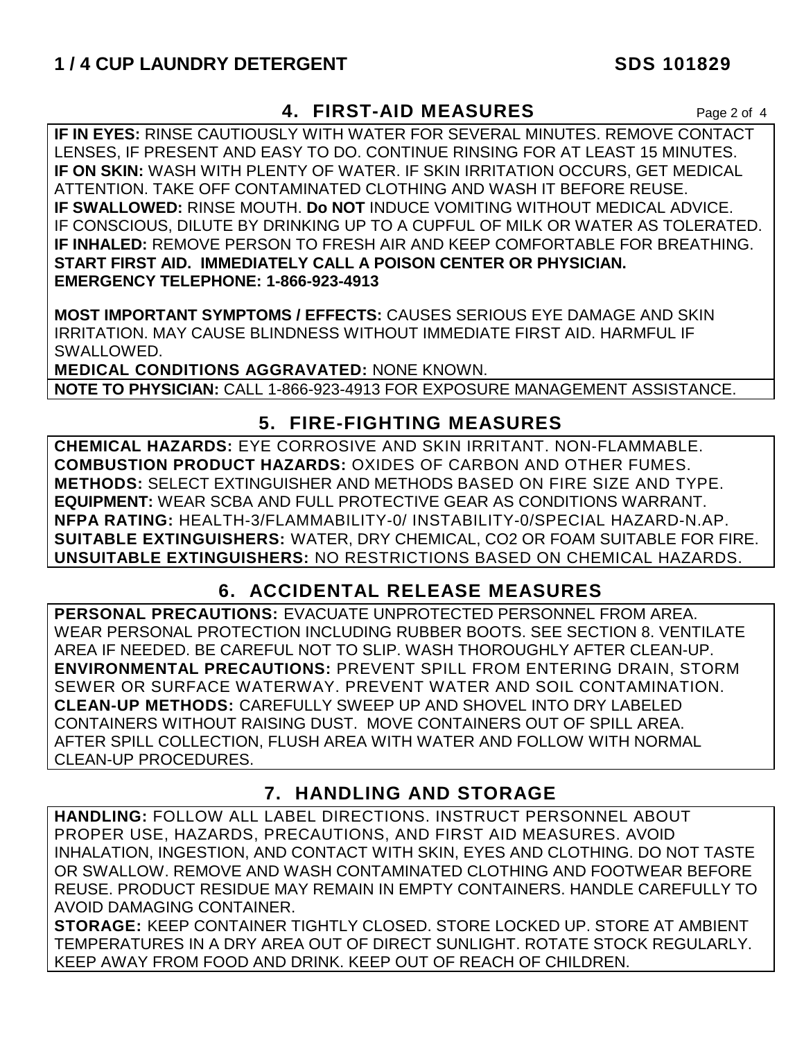## 4. FIRST-AID MEASURES

**IF IN EYES:** RINSE CAUTIOUSLY WITH WATER FOR SEVERAL MINUTES. REMOVE CONTACT LENSES, IF PRESENT AND EASY TO DO. CONTINUE RINSING FOR AT LEAST 15 MINUTES.
**IF ON SKIN:** WASH WITH PLENTY OF WATER. IF SKIN IRRITATION OCCURS, GET MEDICAL ATTENTION. TAKE OFF CONTAMINATED CLOTHING AND WASH IT BEFORE REUSE.
**IF SWALLOWED:** RINSE MOUTH. **Do NOT** INDUCE VOMITING WITHOUT MEDICAL ADVICE. IF CONSCIOUS, DILUTE BY DRINKING UP TO A CUPFUL OF MILK OR WATER AS TOLERATED.
**IF INHALED:** REMOVE PERSON TO FRESH AIR AND KEEP COMFORTABLE FOR BREATHING.
**START FIRST AID. IMMEDIATELY CALL A POISON CENTER OR PHYSICIAN.**
**EMERGENCY TELEPHONE: 1-866-923-4913**

**MOST IMPORTANT SYMPTOMS / EFFECTS:** CAUSES SERIOUS EYE DAMAGE AND SKIN IRRITATION. MAY CAUSE BLINDNESS WITHOUT IMMEDIATE FIRST AID. HARMFUL IF SWALLOWED.
**MEDICAL CONDITIONS AGGRAVATED:** NONE KNOWN.

**NOTE TO PHYSICIAN:** CALL 1-866-923-4913 FOR EXPOSURE MANAGEMENT ASSISTANCE.

## 5. FIRE-FIGHTING MEASURES

**CHEMICAL HAZARDS:** EYE CORROSIVE AND SKIN IRRITANT. NON-FLAMMABLE.
**COMBUSTION PRODUCT HAZARDS:** OXIDES OF CARBON AND OTHER FUMES.
**METHODS:** SELECT EXTINGUISHER AND METHODS BASED ON FIRE SIZE AND TYPE.
**EQUIPMENT:** WEAR SCBA AND FULL PROTECTIVE GEAR AS CONDITIONS WARRANT.
**NFPA RATING:** HEALTH-3/FLAMMABILITY-0/ INSTABILITY-0/SPECIAL HAZARD-N.AP.
**SUITABLE EXTINGUISHERS:** WATER, DRY CHEMICAL, CO2 OR FOAM SUITABLE FOR FIRE.
**UNSUITABLE EXTINGUISHERS:** NO RESTRICTIONS BASED ON CHEMICAL HAZARDS.

## 6. ACCIDENTAL RELEASE MEASURES

**PERSONAL PRECAUTIONS:** EVACUATE UNPROTECTED PERSONNEL FROM AREA. WEAR PERSONAL PROTECTION INCLUDING RUBBER BOOTS. SEE SECTION 8. VENTILATE AREA IF NEEDED. BE CAREFUL NOT TO SLIP. WASH THOROUGHLY AFTER CLEAN-UP.
**ENVIRONMENTAL PRECAUTIONS:** PREVENT SPILL FROM ENTERING DRAIN, STORM SEWER OR SURFACE WATERWAY. PREVENT WATER AND SOIL CONTAMINATION.
**CLEAN-UP METHODS:** CAREFULLY SWEEP UP AND SHOVEL INTO DRY LABELED CONTAINERS WITHOUT RAISING DUST. MOVE CONTAINERS OUT OF SPILL AREA. AFTER SPILL COLLECTION, FLUSH AREA WITH WATER AND FOLLOW WITH NORMAL CLEAN-UP PROCEDURES.

## 7. HANDLING AND STORAGE

**HANDLING:** FOLLOW ALL LABEL DIRECTIONS. INSTRUCT PERSONNEL ABOUT PROPER USE, HAZARDS, PRECAUTIONS, AND FIRST AID MEASURES. AVOID INHALATION, INGESTION, AND CONTACT WITH SKIN, EYES AND CLOTHING. DO NOT TASTE OR SWALLOW. REMOVE AND WASH CONTAMINATED CLOTHING AND FOOTWEAR BEFORE REUSE. PRODUCT RESIDUE MAY REMAIN IN EMPTY CONTAINERS. HANDLE CAREFULLY TO AVOID DAMAGING CONTAINER.
**STORAGE:** KEEP CONTAINER TIGHTLY CLOSED. STORE LOCKED UP. STORE AT AMBIENT TEMPERATURES IN A DRY AREA OUT OF DIRECT SUNLIGHT. ROTATE STOCK REGULARLY. KEEP AWAY FROM FOOD AND DRINK. KEEP OUT OF REACH OF CHILDREN.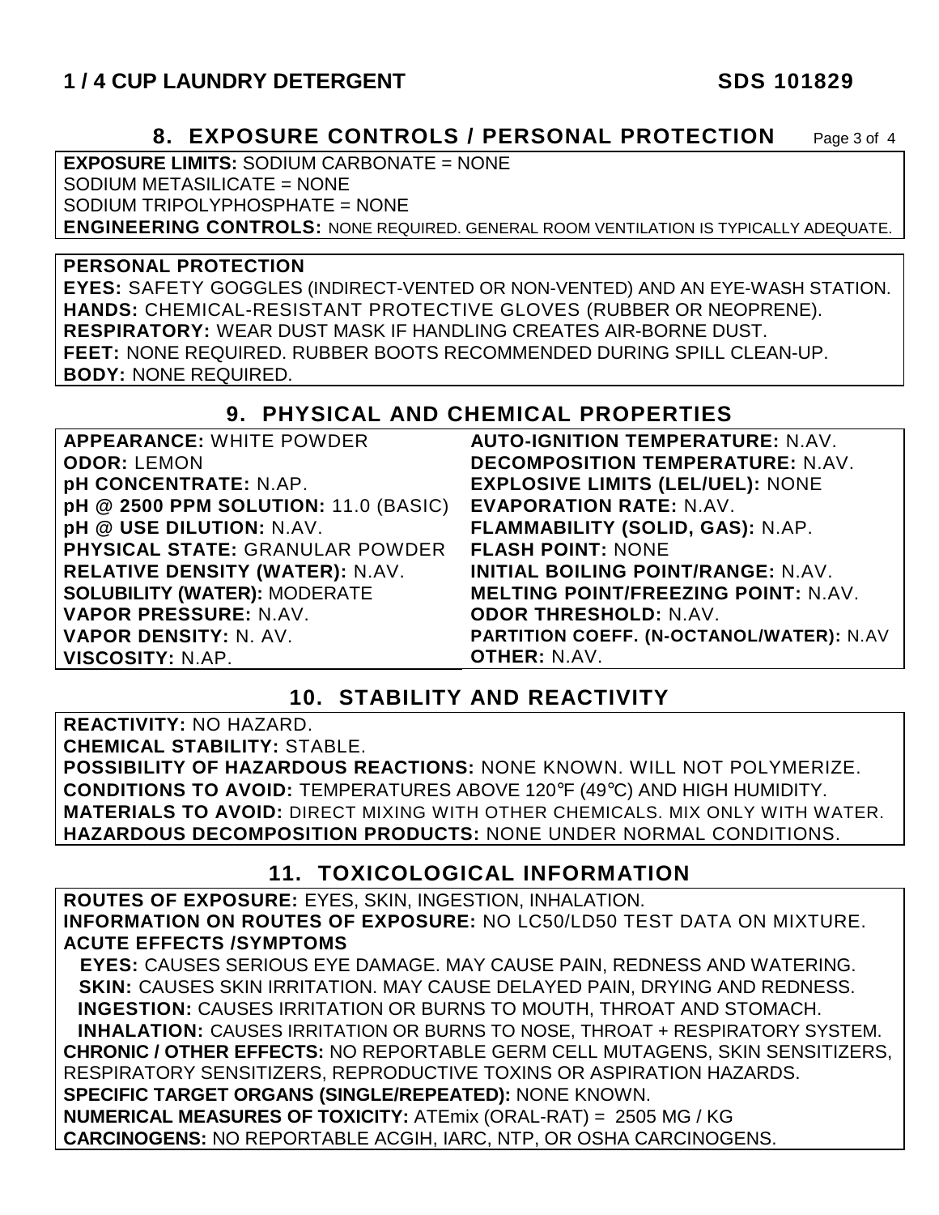# 1 / 4 CUP LAUNDRY DETERGENT SDS 101829

## 8. EXPOSURE CONTROLS / PERSONAL PROTECTION

**EXPOSURE LIMITS:** SODIUM CARBONATE = NONE
SODIUM METASILICATE = NONE
SODIUM TRIPOLYPHOSPHATE = NONE
**ENGINEERING CONTROLS:** NONE REQUIRED. GENERAL ROOM VENTILATION IS TYPICALLY ADEQUATE.

**PERSONAL PROTECTION**
**EYES:** SAFETY GOGGLES (INDIRECT-VENTED OR NON-VENTED) AND AN EYE-WASH STATION.
**HANDS:** CHEMICAL-RESISTANT PROTECTIVE GLOVES (RUBBER OR NEOPRENE).
**RESPIRATORY:** WEAR DUST MASK IF HANDLING CREATES AIR-BORNE DUST.
**FEET:** NONE REQUIRED. RUBBER BOOTS RECOMMENDED DURING SPILL CLEAN-UP.
**BODY:** NONE REQUIRED.

## 9. PHYSICAL AND CHEMICAL PROPERTIES

**APPEARANCE:** WHITE POWDER
**ODOR:** LEMON
**pH CONCENTRATE:** N.AP.
**pH @ 2500 PPM SOLUTION:** 11.0 (BASIC)
**pH @ USE DILUTION:** N.AV.
**PHYSICAL STATE:** GRANULAR POWDER
**RELATIVE DENSITY (WATER):** N.AV.
**SOLUBILITY (WATER):** MODERATE
**VAPOR PRESSURE:** N.AV.
**VAPOR DENSITY:** N. AV.
**VISCOSITY:** N.AP.
**AUTO-IGNITION TEMPERATURE:** N.AV.
**DECOMPOSITION TEMPERATURE:** N.AV.
**EXPLOSIVE LIMITS (LEL/UEL):** NONE
**EVAPORATION RATE:** N.AV.
**FLAMMABILITY (SOLID, GAS):** N.AP.
**FLASH POINT:** NONE
**INITIAL BOILING POINT/RANGE:** N.AV.
**MELTING POINT/FREEZING POINT:** N.AV.
**ODOR THRESHOLD:** N.AV.
**PARTITION COEFF. (N-OCTANOL/WATER):** N.AV
**OTHER:** N.AV.

## 10. STABILITY AND REACTIVITY

**REACTIVITY:** NO HAZARD.
**CHEMICAL STABILITY:** STABLE.
**POSSIBILITY OF HAZARDOUS REACTIONS:** NONE KNOWN. WILL NOT POLYMERIZE.
**CONDITIONS TO AVOID:** TEMPERATURES ABOVE 120°F (49°C) AND HIGH HUMIDITY.
**MATERIALS TO AVOID:** DIRECT MIXING WITH OTHER CHEMICALS. MIX ONLY WITH WATER.
**HAZARDOUS DECOMPOSITION PRODUCTS:** NONE UNDER NORMAL CONDITIONS.

## 11. TOXICOLOGICAL INFORMATION

**ROUTES OF EXPOSURE:** EYES, SKIN, INGESTION, INHALATION.
**INFORMATION ON ROUTES OF EXPOSURE:** NO LC50/LD50 TEST DATA ON MIXTURE.
**ACUTE EFFECTS /SYMPTOMS**
**EYES:** CAUSES SERIOUS EYE DAMAGE. MAY CAUSE PAIN, REDNESS AND WATERING.
**SKIN:** CAUSES SKIN IRRITATION. MAY CAUSE DELAYED PAIN, DRYING AND REDNESS.
**INGESTION:** CAUSES IRRITATION OR BURNS TO MOUTH, THROAT AND STOMACH.
**INHALATION:** CAUSES IRRITATION OR BURNS TO NOSE, THROAT + RESPIRATORY SYSTEM.
**CHRONIC / OTHER EFFECTS:** NO REPORTABLE GERM CELL MUTAGENS, SKIN SENSITIZERS, RESPIRATORY SENSITIZERS, REPRODUCTIVE TOXINS OR ASPIRATION HAZARDS.
**SPECIFIC TARGET ORGANS (SINGLE/REPEATED):** NONE KNOWN.
**NUMERICAL MEASURES OF TOXICITY:** ATEmix (ORAL-RAT) = 2505 MG / KG
**CARCINOGENS:** NO REPORTABLE ACGIH, IARC, NTP, OR OSHA CARCINOGENS.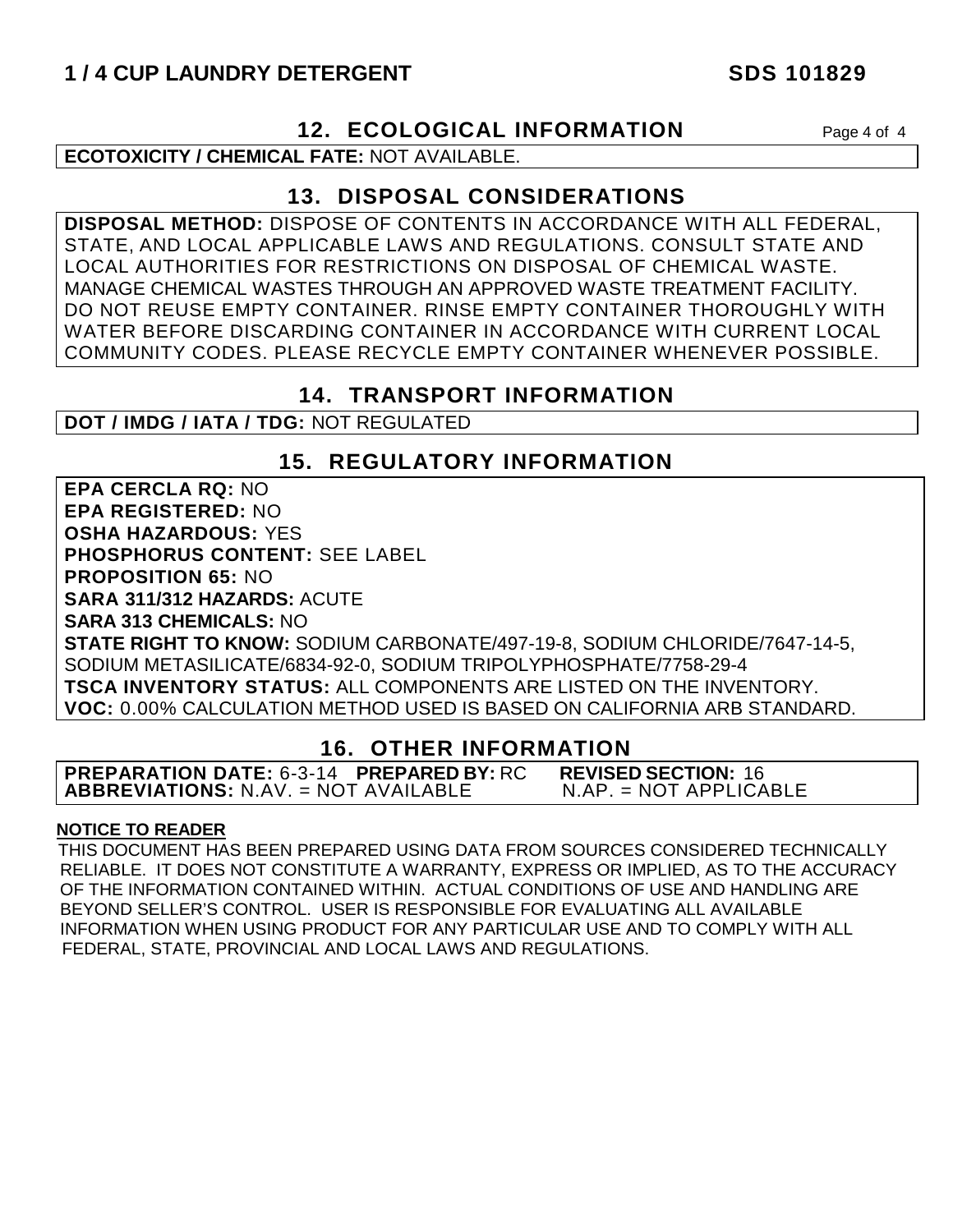## 12. ECOLOGICAL INFORMATION

**ECOTOXICITY / CHEMICAL FATE:** NOT AVAILABLE.

## 13. DISPOSAL CONSIDERATIONS

**DISPOSAL METHOD:** DISPOSE OF CONTENTS IN ACCORDANCE WITH ALL FEDERAL, STATE, AND LOCAL APPLICABLE LAWS AND REGULATIONS. CONSULT STATE AND LOCAL AUTHORITIES FOR RESTRICTIONS ON DISPOSAL OF CHEMICAL WASTE. MANAGE CHEMICAL WASTES THROUGH AN APPROVED WASTE TREATMENT FACILITY. DO NOT REUSE EMPTY CONTAINER. RINSE EMPTY CONTAINER THOROUGHLY WITH WATER BEFORE DISCARDING CONTAINER IN ACCORDANCE WITH CURRENT LOCAL COMMUNITY CODES. PLEASE RECYCLE EMPTY CONTAINER WHENEVER POSSIBLE.

## 14. TRANSPORT INFORMATION

**DOT / IMDG / IATA / TDG:** NOT REGULATED

## 15. REGULATORY INFORMATION

**EPA CERCLA RQ:** NO
**EPA REGISTERED:** NO
**OSHA HAZARDOUS:** YES
**PHOSPHORUS CONTENT:** SEE LABEL
**PROPOSITION 65:** NO
**SARA 311/312 HAZARDS:** ACUTE
**SARA 313 CHEMICALS:** NO
**STATE RIGHT TO KNOW:** SODIUM CARBONATE/497-19-8, SODIUM CHLORIDE/7647-14-5, SODIUM METASILICATE/6834-92-0, SODIUM TRIPOLYPHOSPHATE/7758-29-4
**TSCA INVENTORY STATUS:** ALL COMPONENTS ARE LISTED ON THE INVENTORY.
**VOC:** 0.00% CALCULATION METHOD USED IS BASED ON CALIFORNIA ARB STANDARD.

## 16. OTHER INFORMATION

**PREPARATION DATE:** 6-3-14 **PREPARED BY:** RC **REVISED SECTION:** 16
**ABBREVIATIONS:** N.AV. = NOT AVAILABLE N.AP. = NOT APPLICABLE

**NOTICE TO READER**

THIS DOCUMENT HAS BEEN PREPARED USING DATA FROM SOURCES CONSIDERED TECHNICALLY RELIABLE. IT DOES NOT CONSTITUTE A WARRANTY, EXPRESS OR IMPLIED, AS TO THE ACCURACY OF THE INFORMATION CONTAINED WITHIN. ACTUAL CONDITIONS OF USE AND HANDLING ARE BEYOND SELLER'S CONTROL. USER IS RESPONSIBLE FOR EVALUATING ALL AVAILABLE INFORMATION WHEN USING PRODUCT FOR ANY PARTICULAR USE AND TO COMPLY WITH ALL FEDERAL, STATE, PROVINCIAL AND LOCAL LAWS AND REGULATIONS.